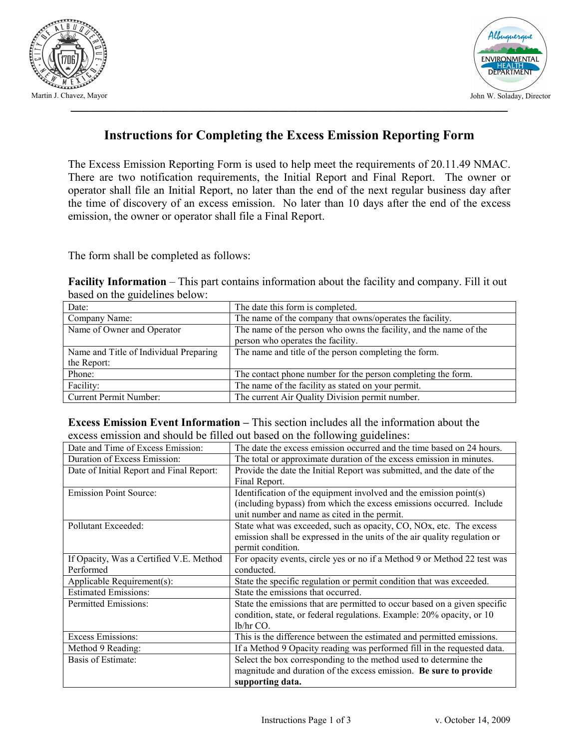Martin J. Chavez, Mayor

John W. Soladay, Director

# Instructions for Completing the Excess Emission Reporting Form

The Excess Emission Reporting Form is used to help meet the requirements of 20.11.49 NMAC. There are two notification requirements, the Initial Report and Final Report. The owner or operator shall file an Initial Report, no later than the end of the next regular business day after the time of discovery of an excess emission. No later than 10 days after the end of the excess emission, the owner or operator shall file a Final Report.

The form shall be completed as follows:

**Facility Information** – This part contains information about the facility and company. Fill it out based on the guidelines below:

| Field | Guideline |
|---|---|
| Date: | The date this form is completed. |
| Company Name: | The name of the company that owns/operates the facility. |
| Name of Owner and Operator | The name of the person who owns the facility, and the name of the person who operates the facility. |
| Name and Title of Individual Preparing the Report: | The name and title of the person completing the form. |
| Phone: | The contact phone number for the person completing the form. |
| Facility: | The name of the facility as stated on your permit. |
| Current Permit Number: | The current Air Quality Division permit number. |

**Excess Emission Event Information –** This section includes all the information about the excess emission and should be filled out based on the following guidelines:

| Field | Guideline |
|---|---|
| Date and Time of Excess Emission: | The date the excess emission occurred and the time based on 24 hours. |
| Duration of Excess Emission: | The total or approximate duration of the excess emission in minutes. |
| Date of Initial Report and Final Report: | Provide the date the Initial Report was submitted, and the date of the Final Report. |
| Emission Point Source: | Identification of the equipment involved and the emission point(s) (including bypass) from which the excess emissions occurred. Include unit number and name as cited in the permit. |
| Pollutant Exceeded: | State what was exceeded, such as opacity, CO, NOx, etc. The excess emission shall be expressed in the units of the air quality regulation or permit condition. |
| If Opacity, Was a Certified V.E. Method Performed | For opacity events, circle yes or no if a Method 9 or Method 22 test was conducted. |
| Applicable Requirement(s): | State the specific regulation or permit condition that was exceeded. |
| Estimated Emissions: | State the emissions that occurred. |
| Permitted Emissions: | State the emissions that are permitted to occur based on a given specific condition, state, or federal regulations. Example: 20% opacity, or 10 lb/hr CO. |
| Excess Emissions: | This is the difference between the estimated and permitted emissions. |
| Method 9 Reading: | If a Method 9 Opacity reading was performed fill in the requested data. |
| Basis of Estimate: | Select the box corresponding to the method used to determine the magnitude and duration of the excess emission. **Be sure to provide supporting data.** |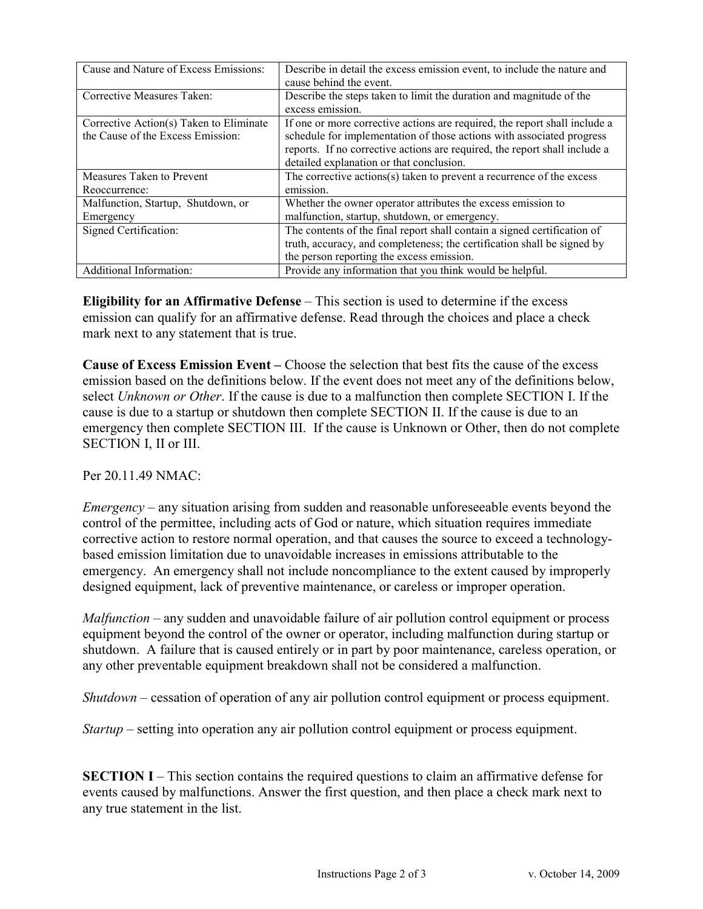| | |
|---|---|
| Cause and Nature of Excess Emissions: | Describe in detail the excess emission event, to include the nature and cause behind the event. |
| Corrective Measures Taken: | Describe the steps taken to limit the duration and magnitude of the excess emission. |
| Corrective Action(s) Taken to Eliminate the Cause of the Excess Emission: | If one or more corrective actions are required, the report shall include a schedule for implementation of those actions with associated progress reports. If no corrective actions are required, the report shall include a detailed explanation or that conclusion. |
| Measures Taken to Prevent Reoccurrence: | The corrective actions(s) taken to prevent a recurrence of the excess emission. |
| Malfunction, Startup, Shutdown, or Emergency | Whether the owner operator attributes the excess emission to malfunction, startup, shutdown, or emergency. |
| Signed Certification: | The contents of the final report shall contain a signed certification of truth, accuracy, and completeness; the certification shall be signed by the person reporting the excess emission. |
| Additional Information: | Provide any information that you think would be helpful. |

**Eligibility for an Affirmative Defense** – This section is used to determine if the excess emission can qualify for an affirmative defense. Read through the choices and place a check mark next to any statement that is true.

**Cause of Excess Emission Event –** Choose the selection that best fits the cause of the excess emission based on the definitions below. If the event does not meet any of the definitions below, select *Unknown or Other*. If the cause is due to a malfunction then complete SECTION I. If the cause is due to a startup or shutdown then complete SECTION II. If the cause is due to an emergency then complete SECTION III. If the cause is Unknown or Other, then do not complete SECTION I, II or III.

Per 20.11.49 NMAC:

*Emergency* – any situation arising from sudden and reasonable unforeseeable events beyond the control of the permittee, including acts of God or nature, which situation requires immediate corrective action to restore normal operation, and that causes the source to exceed a technology-based emission limitation due to unavoidable increases in emissions attributable to the emergency. An emergency shall not include noncompliance to the extent caused by improperly designed equipment, lack of preventive maintenance, or careless or improper operation.

*Malfunction* – any sudden and unavoidable failure of air pollution control equipment or process equipment beyond the control of the owner or operator, including malfunction during startup or shutdown. A failure that is caused entirely or in part by poor maintenance, careless operation, or any other preventable equipment breakdown shall not be considered a malfunction.

*Shutdown* – cessation of operation of any air pollution control equipment or process equipment.

*Startup* – setting into operation any air pollution control equipment or process equipment.

**SECTION I** – This section contains the required questions to claim an affirmative defense for events caused by malfunctions. Answer the first question, and then place a check mark next to any true statement in the list.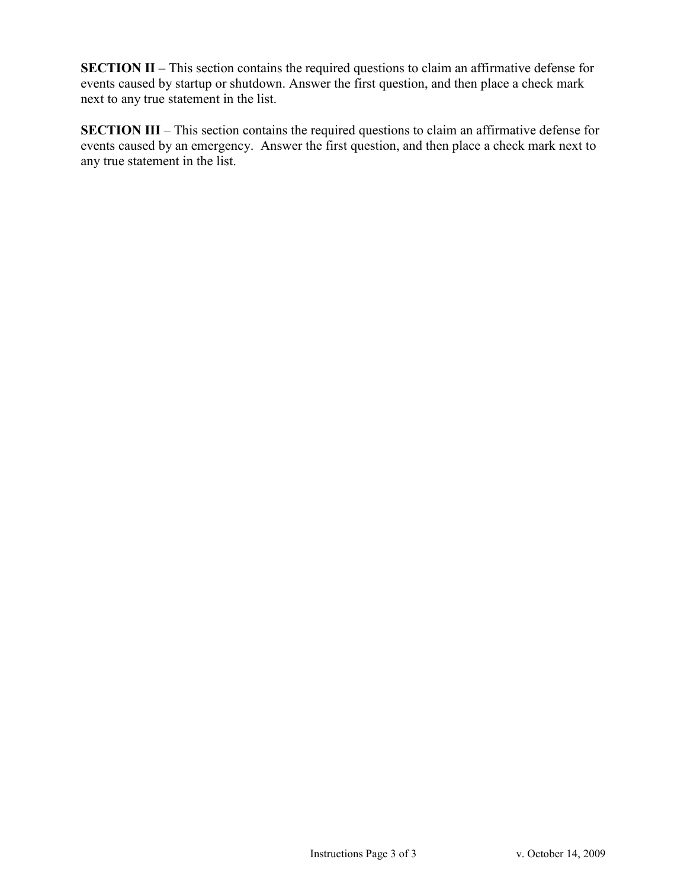**SECTION II –** This section contains the required questions to claim an affirmative defense for events caused by startup or shutdown. Answer the first question, and then place a check mark next to any true statement in the list.

**SECTION III** – This section contains the required questions to claim an affirmative defense for events caused by an emergency. Answer the first question, and then place a check mark next to any true statement in the list.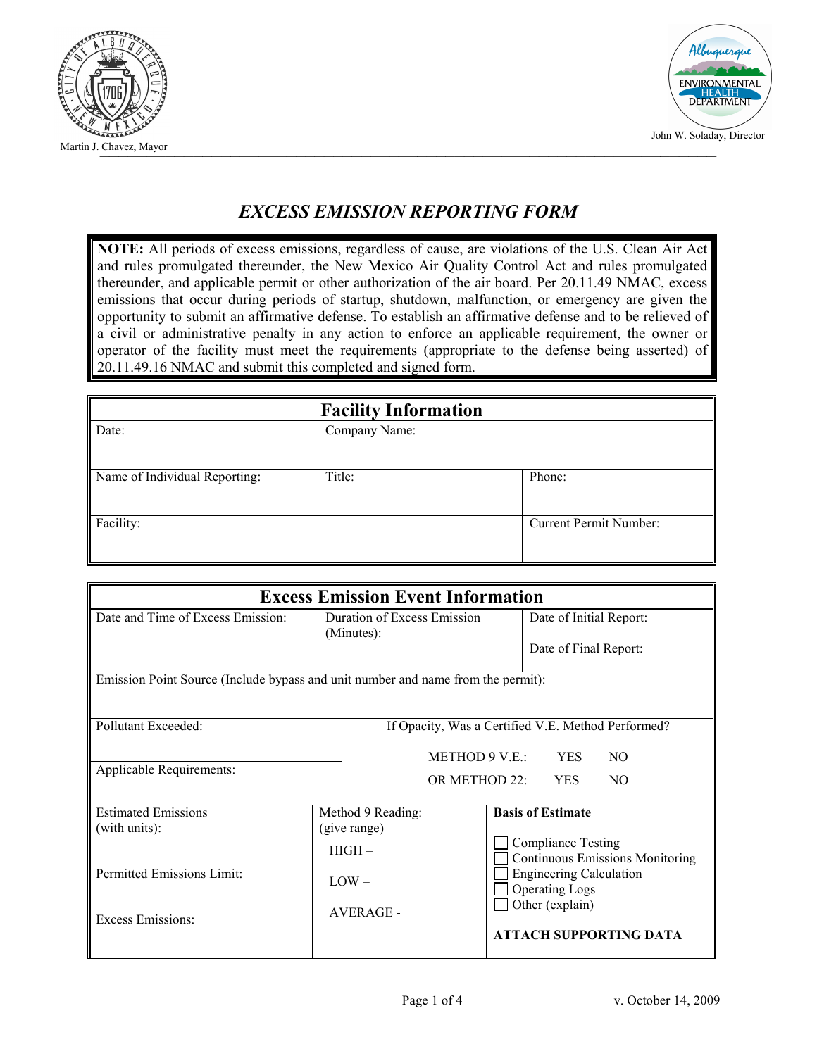Martin J. Chavez, Mayor

John W. Soladay, Director

# *EXCESS EMISSION REPORTING FORM*

**NOTE:** All periods of excess emissions, regardless of cause, are violations of the U.S. Clean Air Act and rules promulgated thereunder, the New Mexico Air Quality Control Act and rules promulgated thereunder, and applicable permit or other authorization of the air board. Per 20.11.49 NMAC, excess emissions that occur during periods of startup, shutdown, malfunction, or emergency are given the opportunity to submit an affirmative defense. To establish an affirmative defense and to be relieved of a civil or administrative penalty in any action to enforce an applicable requirement, the owner or operator of the facility must meet the requirements (appropriate to the defense being asserted) of 20.11.49.16 NMAC and submit this completed and signed form.

## Facility Information

| Date: | Company Name: | |
|---|---|---|
| Name of Individual Reporting: | Title: | Phone: |
| Facility: | | Current Permit Number: |

## Excess Emission Event Information

| Date and Time of Excess Emission: | Duration of Excess Emission (Minutes): | Date of Initial Report:<br><br>Date of Final Report: |
|---|---|---|
| Emission Point Source (Include bypass and unit number and name from the permit): | | |
| Pollutant Exceeded:<br><br>Applicable Requirements: | If Opacity, Was a Certified V.E. Method Performed?<br><br>METHOD 9 V.E.: YES NO<br><br>OR METHOD 22: YES NO | |
| Estimated Emissions (with units):<br><br>Permitted Emissions Limit:<br><br>Excess Emissions: | Method 9 Reading: (give range)<br><br>HIGH –<br><br>LOW –<br><br>AVERAGE - | **Basis of Estimate**<br><br>☐ Compliance Testing<br>☐ Continuous Emissions Monitoring<br>☐ Engineering Calculation<br>☐ Operating Logs<br>☐ Other (explain)<br><br>**ATTACH SUPPORTING DATA** |

v. October 14, 2009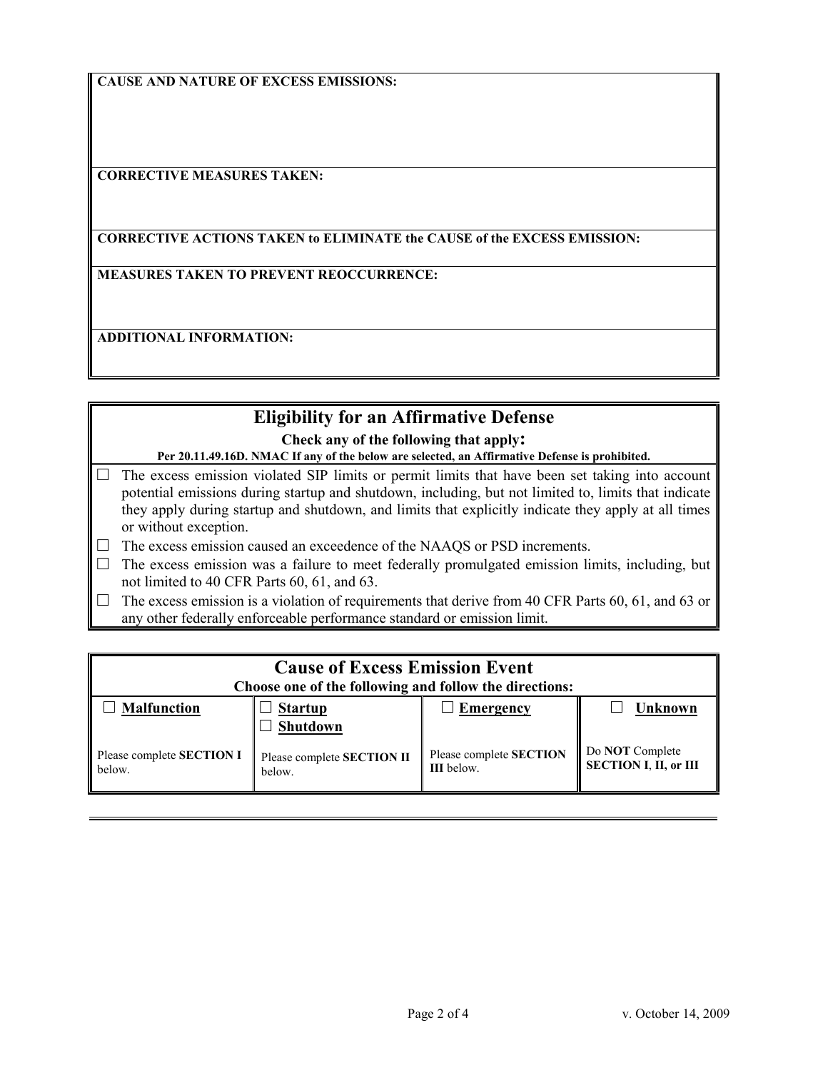**CAUSE AND NATURE OF EXCESS EMISSIONS:**

**CORRECTIVE MEASURES TAKEN:**

**CORRECTIVE ACTIONS TAKEN to ELIMINATE the CAUSE of the EXCESS EMISSION:**

**MEASURES TAKEN TO PREVENT REOCCURRENCE:**

**ADDITIONAL INFORMATION:**

## Eligibility for an Affirmative Defense

**Check any of the following that apply:**

**Per 20.11.49.16D. NMAC If any of the below are selected, an Affirmative Defense is prohibited.**

- ☐ The excess emission violated SIP limits or permit limits that have been set taking into account potential emissions during startup and shutdown, including, but not limited to, limits that indicate they apply during startup and shutdown, and limits that explicitly indicate they apply at all times or without exception.
- ☐ The excess emission caused an exceedence of the NAAQS or PSD increments.
- ☐ The excess emission was a failure to meet federally promulgated emission limits, including, but not limited to 40 CFR Parts 60, 61, and 63.
- ☐ The excess emission is a violation of requirements that derive from 40 CFR Parts 60, 61, and 63 or any other federally enforceable performance standard or emission limit.

## Cause of Excess Emission Event

**Choose one of the following and follow the directions:**

| ☐ **Malfunction** | ☐ **Startup** ☐ **Shutdown** | ☐ **Emergency** | ☐ **Unknown** |
|---|---|---|---|
| Please complete **SECTION I** below. | Please complete **SECTION II** below. | Please complete **SECTION III** below. | Do **NOT** Complete **SECTION I**, **II, or III** |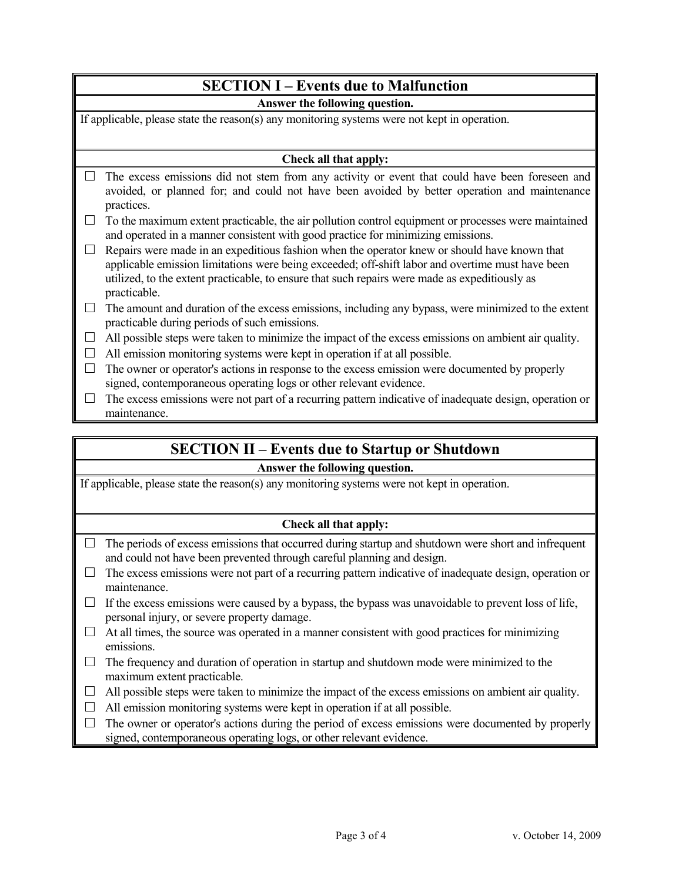## SECTION I – Events due to Malfunction

**Answer the following question.**

If applicable, please state the reason(s) any monitoring systems were not kept in operation.

**Check all that apply:**

- ☐ The excess emissions did not stem from any activity or event that could have been foreseen and avoided, or planned for; and could not have been avoided by better operation and maintenance practices.
- ☐ To the maximum extent practicable, the air pollution control equipment or processes were maintained and operated in a manner consistent with good practice for minimizing emissions.
- ☐ Repairs were made in an expeditious fashion when the operator knew or should have known that applicable emission limitations were being exceeded; off-shift labor and overtime must have been utilized, to the extent practicable, to ensure that such repairs were made as expeditiously as practicable.
- ☐ The amount and duration of the excess emissions, including any bypass, were minimized to the extent practicable during periods of such emissions.
- ☐ All possible steps were taken to minimize the impact of the excess emissions on ambient air quality.
- ☐ All emission monitoring systems were kept in operation if at all possible.
- ☐ The owner or operator's actions in response to the excess emission were documented by properly signed, contemporaneous operating logs or other relevant evidence.
- ☐ The excess emissions were not part of a recurring pattern indicative of inadequate design, operation or maintenance.

## SECTION II – Events due to Startup or Shutdown

**Answer the following question.**

If applicable, please state the reason(s) any monitoring systems were not kept in operation.

**Check all that apply:**

- ☐ The periods of excess emissions that occurred during startup and shutdown were short and infrequent and could not have been prevented through careful planning and design.
- ☐ The excess emissions were not part of a recurring pattern indicative of inadequate design, operation or maintenance.
- ☐ If the excess emissions were caused by a bypass, the bypass was unavoidable to prevent loss of life, personal injury, or severe property damage.
- ☐ At all times, the source was operated in a manner consistent with good practices for minimizing emissions.
- ☐ The frequency and duration of operation in startup and shutdown mode were minimized to the maximum extent practicable.
- ☐ All possible steps were taken to minimize the impact of the excess emissions on ambient air quality.
- ☐ All emission monitoring systems were kept in operation if at all possible.
- ☐ The owner or operator's actions during the period of excess emissions were documented by properly signed, contemporaneous operating logs, or other relevant evidence.

v. October 14, 2009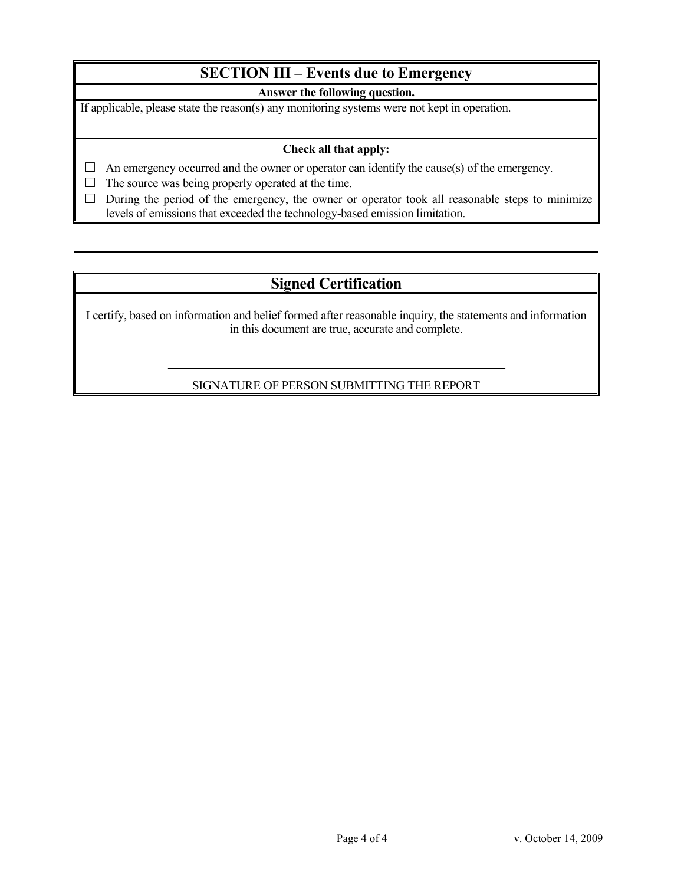## SECTION III – Events due to Emergency

**Answer the following question.**

If applicable, please state the reason(s) any monitoring systems were not kept in operation.

**Check all that apply:**

- ☐ An emergency occurred and the owner or operator can identify the cause(s) of the emergency.
- ☐ The source was being properly operated at the time.
- ☐ During the period of the emergency, the owner or operator took all reasonable steps to minimize levels of emissions that exceeded the technology-based emission limitation.

---

## Signed Certification

I certify, based on information and belief formed after reasonable inquiry, the statements and information in this document are true, accurate and complete.

\_\_\_\_\_\_\_\_\_\_\_\_\_\_\_\_\_\_\_\_\_\_\_\_\_\_\_\_\_\_\_\_\_\_\_\_\_\_\_\_

SIGNATURE OF PERSON SUBMITTING THE REPORT

v. October 14, 2009